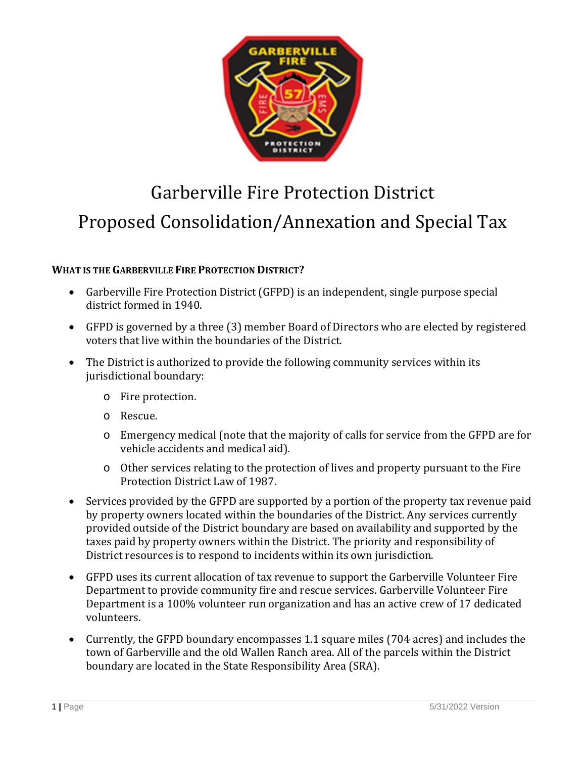# Garberville Fire Protection District

# Proposed Consolidation/Annexation and Special Tax

### WHAT IS THE GARBERVILLE FIRE PROTECTION DISTRICT?

- Garberville Fire Protection District (GFPD) is an independent, single purpose special district formed in 1940.
- GFPD is governed by a three (3) member Board of Directors who are elected by registered voters that live within the boundaries of the District.
- The District is authorized to provide the following community services within its jurisdictional boundary:
    - Fire protection.
    - Rescue.
    - Emergency medical (note that the majority of calls for service from the GFPD are for vehicle accidents and medical aid).
    - Other services relating to the protection of lives and property pursuant to the Fire Protection District Law of 1987.
- Services provided by the GFPD are supported by a portion of the property tax revenue paid by property owners located within the boundaries of the District. Any services currently provided outside of the District boundary are based on availability and supported by the taxes paid by property owners within the District. The priority and responsibility of District resources is to respond to incidents within its own jurisdiction.
- GFPD uses its current allocation of tax revenue to support the Garberville Volunteer Fire Department to provide community fire and rescue services. Garberville Volunteer Fire Department is a 100% volunteer run organization and has an active crew of 17 dedicated volunteers.
- Currently, the GFPD boundary encompasses 1.1 square miles (704 acres) and includes the town of Garberville and the old Wallen Ranch area. All of the parcels within the District boundary are located in the State Responsibility Area (SRA).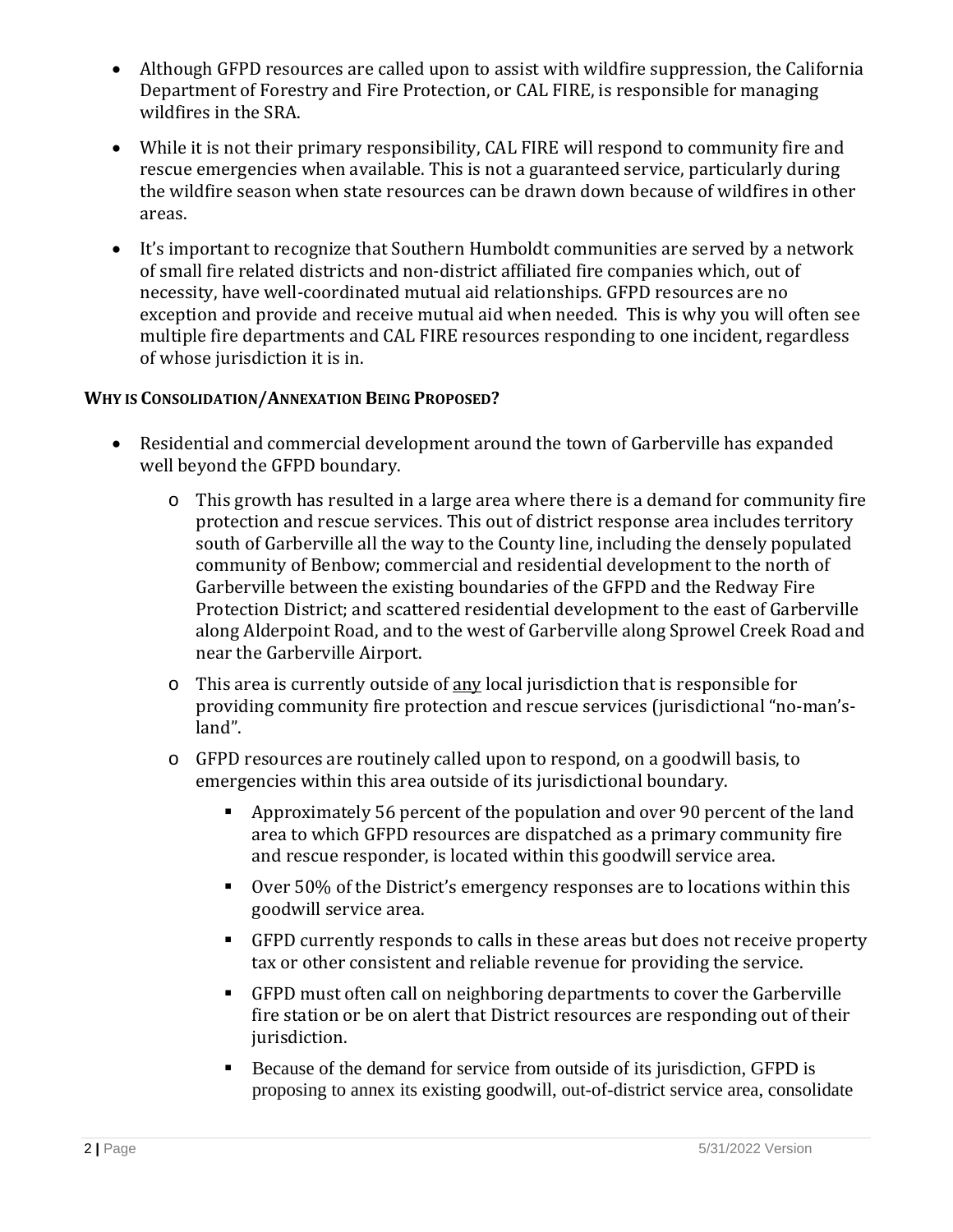- Although GFPD resources are called upon to assist with wildfire suppression, the California Department of Forestry and Fire Protection, or CAL FIRE, is responsible for managing wildfires in the SRA.
- While it is not their primary responsibility, CAL FIRE will respond to community fire and rescue emergencies when available. This is not a guaranteed service, particularly during the wildfire season when state resources can be drawn down because of wildfires in other areas.
- It's important to recognize that Southern Humboldt communities are served by a network of small fire related districts and non-district affiliated fire companies which, out of necessity, have well-coordinated mutual aid relationships. GFPD resources are no exception and provide and receive mutual aid when needed. This is why you will often see multiple fire departments and CAL FIRE resources responding to one incident, regardless of whose jurisdiction it is in.

**WHY IS CONSOLIDATION/ANNEXATION BEING PROPOSED?**

- Residential and commercial development around the town of Garberville has expanded well beyond the GFPD boundary.
  - This growth has resulted in a large area where there is a demand for community fire protection and rescue services. This out of district response area includes territory south of Garberville all the way to the County line, including the densely populated community of Benbow; commercial and residential development to the north of Garberville between the existing boundaries of the GFPD and the Redway Fire Protection District; and scattered residential development to the east of Garberville along Alderpoint Road, and to the west of Garberville along Sprowel Creek Road and near the Garberville Airport.
  - This area is currently outside of <u>any</u> local jurisdiction that is responsible for providing community fire protection and rescue services (jurisdictional "no-man's-land".
  - GFPD resources are routinely called upon to respond, on a goodwill basis, to emergencies within this area outside of its jurisdictional boundary.
    - Approximately 56 percent of the population and over 90 percent of the land area to which GFPD resources are dispatched as a primary community fire and rescue responder, is located within this goodwill service area.
    - Over 50% of the District's emergency responses are to locations within this goodwill service area.
    - GFPD currently responds to calls in these areas but does not receive property tax or other consistent and reliable revenue for providing the service.
    - GFPD must often call on neighboring departments to cover the Garberville fire station or be on alert that District resources are responding out of their jurisdiction.
    - Because of the demand for service from outside of its jurisdiction, GFPD is proposing to annex its existing goodwill, out-of-district service area, consolidate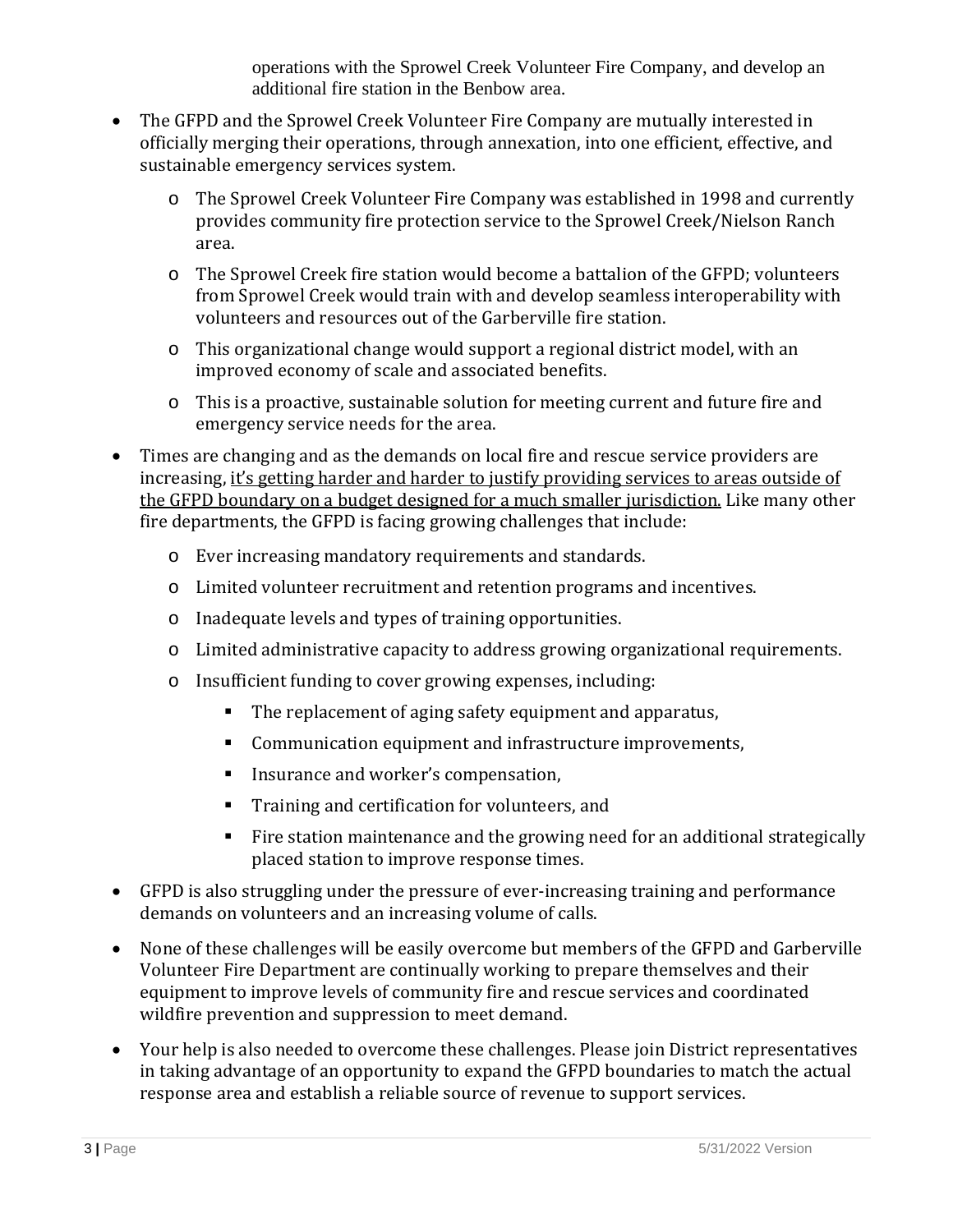operations with the Sprowel Creek Volunteer Fire Company, and develop an additional fire station in the Benbow area.

- The GFPD and the Sprowel Creek Volunteer Fire Company are mutually interested in officially merging their operations, through annexation, into one efficient, effective, and sustainable emergency services system.
  - The Sprowel Creek Volunteer Fire Company was established in 1998 and currently provides community fire protection service to the Sprowel Creek/Nielson Ranch area.
  - The Sprowel Creek fire station would become a battalion of the GFPD; volunteers from Sprowel Creek would train with and develop seamless interoperability with volunteers and resources out of the Garberville fire station.
  - This organizational change would support a regional district model, with an improved economy of scale and associated benefits.
  - This is a proactive, sustainable solution for meeting current and future fire and emergency service needs for the area.
- Times are changing and as the demands on local fire and rescue service providers are increasing, <u>it's getting harder and harder to justify providing services to areas outside of the GFPD boundary on a budget designed for a much smaller jurisdiction.</u> Like many other fire departments, the GFPD is facing growing challenges that include:
  - Ever increasing mandatory requirements and standards.
  - Limited volunteer recruitment and retention programs and incentives.
  - Inadequate levels and types of training opportunities.
  - Limited administrative capacity to address growing organizational requirements.
  - Insufficient funding to cover growing expenses, including:
    - The replacement of aging safety equipment and apparatus,
    - Communication equipment and infrastructure improvements,
    - Insurance and worker's compensation,
    - Training and certification for volunteers, and
    - Fire station maintenance and the growing need for an additional strategically placed station to improve response times.
- GFPD is also struggling under the pressure of ever-increasing training and performance demands on volunteers and an increasing volume of calls.
- None of these challenges will be easily overcome but members of the GFPD and Garberville Volunteer Fire Department are continually working to prepare themselves and their equipment to improve levels of community fire and rescue services and coordinated wildfire prevention and suppression to meet demand.
- Your help is also needed to overcome these challenges. Please join District representatives in taking advantage of an opportunity to expand the GFPD boundaries to match the actual response area and establish a reliable source of revenue to support services.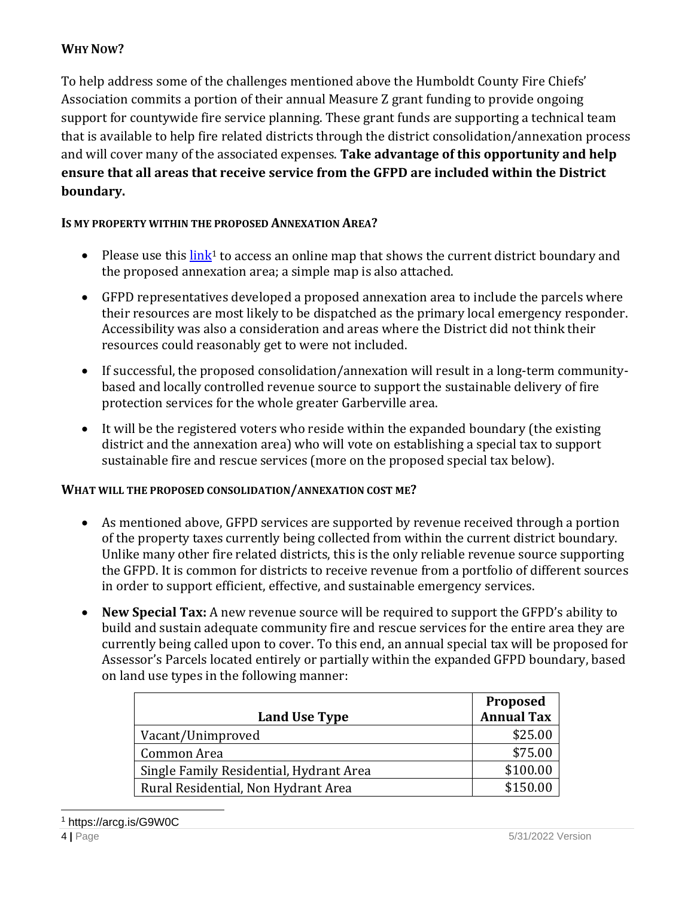### WHY NOW?

To help address some of the challenges mentioned above the Humboldt County Fire Chiefs' Association commits a portion of their annual Measure Z grant funding to provide ongoing support for countywide fire service planning. These grant funds are supporting a technical team that is available to help fire related districts through the district consolidation/annexation process and will cover many of the associated expenses. **Take advantage of this opportunity and help ensure that all areas that receive service from the GFPD are included within the District boundary.**

#### IS MY PROPERTY WITHIN THE PROPOSED ANNEXATION AREA?

- Please use this [link](https://arcg.is/G9W0C)[1] to access an online map that shows the current district boundary and the proposed annexation area; a simple map is also attached.
- GFPD representatives developed a proposed annexation area to include the parcels where their resources are most likely to be dispatched as the primary local emergency responder. Accessibility was also a consideration and areas where the District did not think their resources could reasonably get to were not included.
- If successful, the proposed consolidation/annexation will result in a long-term community-based and locally controlled revenue source to support the sustainable delivery of fire protection services for the whole greater Garberville area.
- It will be the registered voters who reside within the expanded boundary (the existing district and the annexation area) who will vote on establishing a special tax to support sustainable fire and rescue services (more on the proposed special tax below).

#### WHAT WILL THE PROPOSED CONSOLIDATION/ANNEXATION COST ME?

- As mentioned above, GFPD services are supported by revenue received through a portion of the property taxes currently being collected from within the current district boundary. Unlike many other fire related districts, this is the only reliable revenue source supporting the GFPD. It is common for districts to receive revenue from a portfolio of different sources in order to support efficient, effective, and sustainable emergency services.
- **New Special Tax:** A new revenue source will be required to support the GFPD's ability to build and sustain adequate community fire and rescue services for the entire area they are currently being called upon to cover. To this end, an annual special tax will be proposed for Assessor's Parcels located entirely or partially within the expanded GFPD boundary, based on land use types in the following manner:

| Land Use Type | Proposed Annual Tax |
|---|---:|
| Vacant/Unimproved | $25.00 |
| Common Area | $75.00 |
| Single Family Residential, Hydrant Area | $100.00 |
| Rural Residential, Non Hydrant Area | $150.00 |

[1] https://arcg.is/G9W0C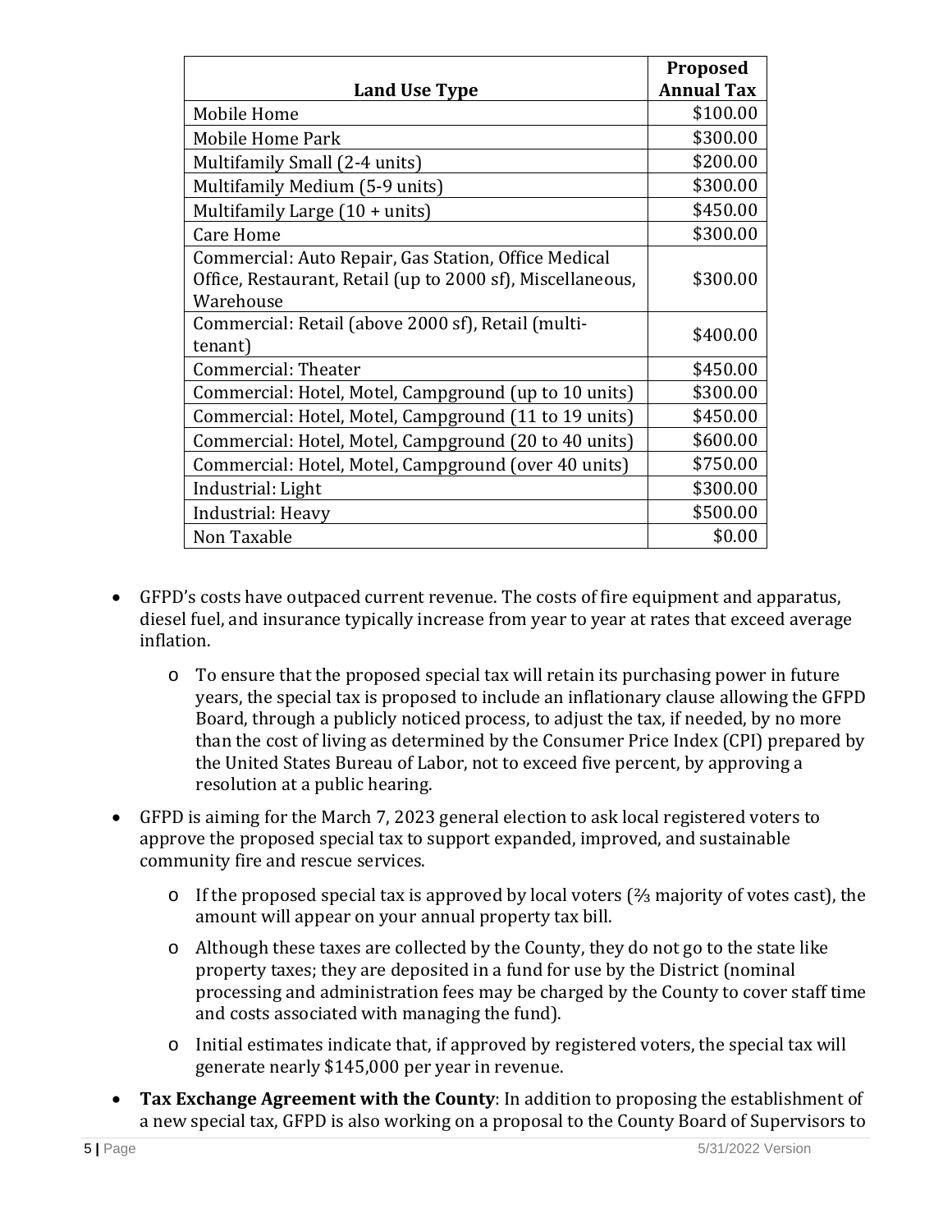| Land Use Type | Proposed Annual Tax |
| --- | --- |
| Mobile Home | \$100.00 |
| Mobile Home Park | \$300.00 |
| Multifamily Small (2-4 units) | \$200.00 |
| Multifamily Medium (5-9 units) | \$300.00 |
| Multifamily Large (10 + units) | \$450.00 |
| Care Home | \$300.00 |
| Commercial: Auto Repair, Gas Station, Office Medical Office, Restaurant, Retail (up to 2000 sf), Miscellaneous, Warehouse | \$300.00 |
| Commercial: Retail (above 2000 sf), Retail (multi-tenant) | \$400.00 |
| Commercial: Theater | \$450.00 |
| Commercial: Hotel, Motel, Campground (up to 10 units) | \$300.00 |
| Commercial: Hotel, Motel, Campground (11 to 19 units) | \$450.00 |
| Commercial: Hotel, Motel, Campground (20 to 40 units) | \$600.00 |
| Commercial: Hotel, Motel, Campground (over 40 units) | \$750.00 |
| Industrial: Light | \$300.00 |
| Industrial: Heavy | \$500.00 |
| Non Taxable | \$0.00 |

- GFPD's costs have outpaced current revenue. The costs of fire equipment and apparatus, diesel fuel, and insurance typically increase from year to year at rates that exceed average inflation.
  - To ensure that the proposed special tax will retain its purchasing power in future years, the special tax is proposed to include an inflationary clause allowing the GFPD Board, through a publicly noticed process, to adjust the tax, if needed, by no more than the cost of living as determined by the Consumer Price Index (CPI) prepared by the United States Bureau of Labor, not to exceed five percent, by approving a resolution at a public hearing.
- GFPD is aiming for the March 7, 2023 general election to ask local registered voters to approve the proposed special tax to support expanded, improved, and sustainable community fire and rescue services.
  - If the proposed special tax is approved by local voters (⅔ majority of votes cast), the amount will appear on your annual property tax bill.
  - Although these taxes are collected by the County, they do not go to the state like property taxes; they are deposited in a fund for use by the District (nominal processing and administration fees may be charged by the County to cover staff time and costs associated with managing the fund).
  - Initial estimates indicate that, if approved by registered voters, the special tax will generate nearly \$145,000 per year in revenue.
- **Tax Exchange Agreement with the County**: In addition to proposing the establishment of a new special tax, GFPD is also working on a proposal to the County Board of Supervisors to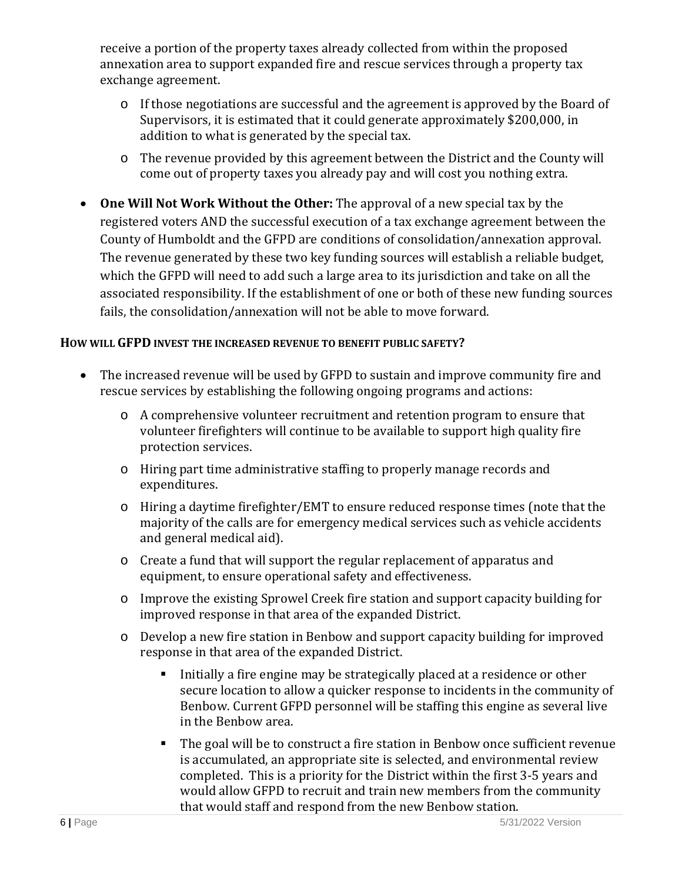receive a portion of the property taxes already collected from within the proposed annexation area to support expanded fire and rescue services through a property tax exchange agreement.

  - If those negotiations are successful and the agreement is approved by the Board of Supervisors, it is estimated that it could generate approximately $200,000, in addition to what is generated by the special tax.
  - The revenue provided by this agreement between the District and the County will come out of property taxes you already pay and will cost you nothing extra.

- **One Will Not Work Without the Other:** The approval of a new special tax by the registered voters AND the successful execution of a tax exchange agreement between the County of Humboldt and the GFPD are conditions of consolidation/annexation approval. The revenue generated by these two key funding sources will establish a reliable budget, which the GFPD will need to add such a large area to its jurisdiction and take on all the associated responsibility. If the establishment of one or both of these new funding sources fails, the consolidation/annexation will not be able to move forward.

### HOW WILL GFPD INVEST THE INCREASED REVENUE TO BENEFIT PUBLIC SAFETY?

- The increased revenue will be used by GFPD to sustain and improve community fire and rescue services by establishing the following ongoing programs and actions:
  - A comprehensive volunteer recruitment and retention program to ensure that volunteer firefighters will continue to be available to support high quality fire protection services.
  - Hiring part time administrative staffing to properly manage records and expenditures.
  - Hiring a daytime firefighter/EMT to ensure reduced response times (note that the majority of the calls are for emergency medical services such as vehicle accidents and general medical aid).
  - Create a fund that will support the regular replacement of apparatus and equipment, to ensure operational safety and effectiveness.
  - Improve the existing Sprowel Creek fire station and support capacity building for improved response in that area of the expanded District.
  - Develop a new fire station in Benbow and support capacity building for improved response in that area of the expanded District.
    - Initially a fire engine may be strategically placed at a residence or other secure location to allow a quicker response to incidents in the community of Benbow. Current GFPD personnel will be staffing this engine as several live in the Benbow area.
    - The goal will be to construct a fire station in Benbow once sufficient revenue is accumulated, an appropriate site is selected, and environmental review completed. This is a priority for the District within the first 3-5 years and would allow GFPD to recruit and train new members from the community that would staff and respond from the new Benbow station.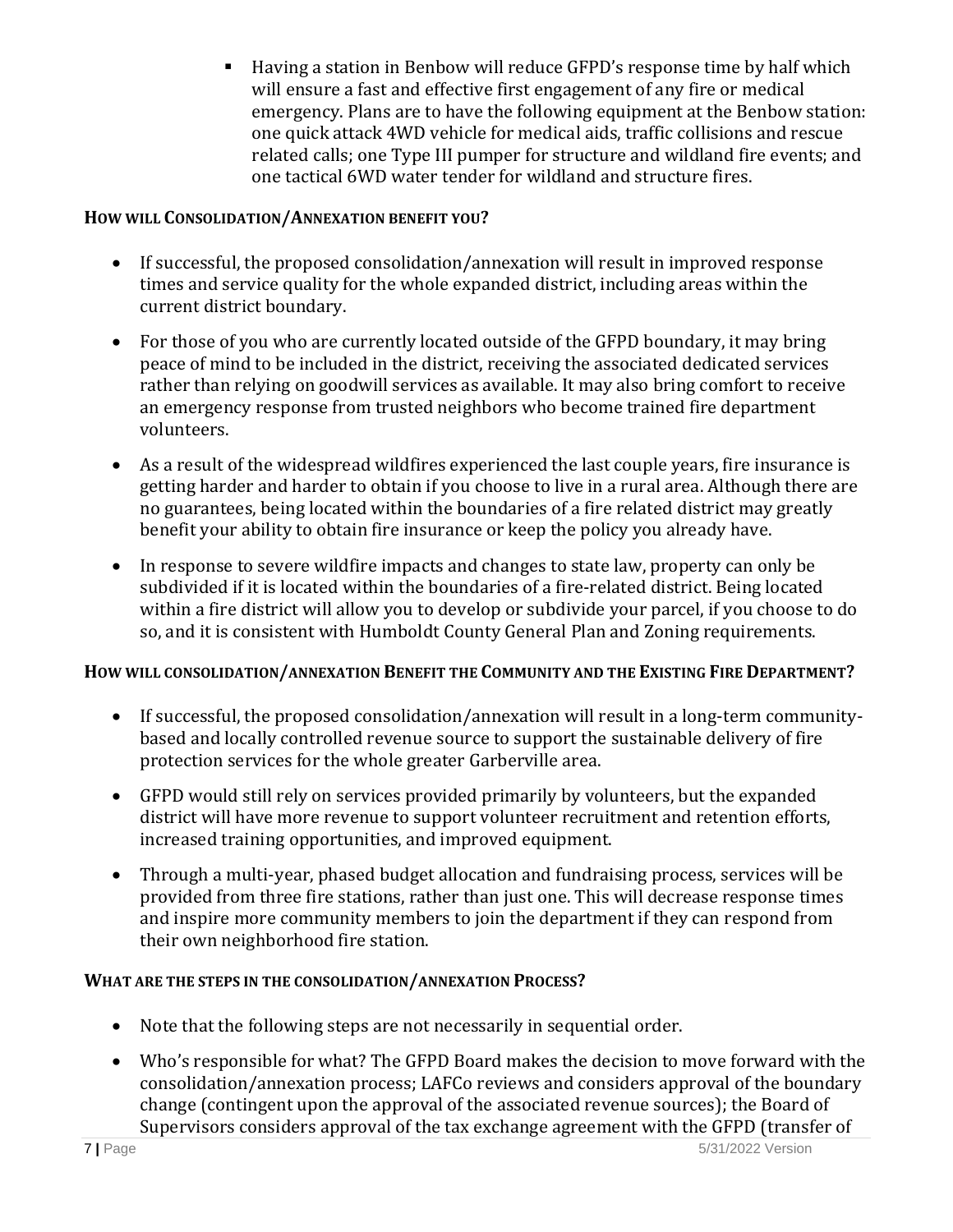- Having a station in Benbow will reduce GFPD's response time by half which will ensure a fast and effective first engagement of any fire or medical emergency. Plans are to have the following equipment at the Benbow station: one quick attack 4WD vehicle for medical aids, traffic collisions and rescue related calls; one Type III pumper for structure and wildland fire events; and one tactical 6WD water tender for wildland and structure fires.

### HOW WILL CONSOLIDATION/ANNEXATION BENEFIT YOU?

- If successful, the proposed consolidation/annexation will result in improved response times and service quality for the whole expanded district, including areas within the current district boundary.
- For those of you who are currently located outside of the GFPD boundary, it may bring peace of mind to be included in the district, receiving the associated dedicated services rather than relying on goodwill services as available. It may also bring comfort to receive an emergency response from trusted neighbors who become trained fire department volunteers.
- As a result of the widespread wildfires experienced the last couple years, fire insurance is getting harder and harder to obtain if you choose to live in a rural area. Although there are no guarantees, being located within the boundaries of a fire related district may greatly benefit your ability to obtain fire insurance or keep the policy you already have.
- In response to severe wildfire impacts and changes to state law, property can only be subdivided if it is located within the boundaries of a fire-related district. Being located within a fire district will allow you to develop or subdivide your parcel, if you choose to do so, and it is consistent with Humboldt County General Plan and Zoning requirements.

### HOW WILL CONSOLIDATION/ANNEXATION BENEFIT THE COMMUNITY AND THE EXISTING FIRE DEPARTMENT?

- If successful, the proposed consolidation/annexation will result in a long-term community-based and locally controlled revenue source to support the sustainable delivery of fire protection services for the whole greater Garberville area.
- GFPD would still rely on services provided primarily by volunteers, but the expanded district will have more revenue to support volunteer recruitment and retention efforts, increased training opportunities, and improved equipment.
- Through a multi-year, phased budget allocation and fundraising process, services will be provided from three fire stations, rather than just one. This will decrease response times and inspire more community members to join the department if they can respond from their own neighborhood fire station.

### WHAT ARE THE STEPS IN THE CONSOLIDATION/ANNEXATION PROCESS?

- Note that the following steps are not necessarily in sequential order.
- Who's responsible for what? The GFPD Board makes the decision to move forward with the consolidation/annexation process; LAFCo reviews and considers approval of the boundary change (contingent upon the approval of the associated revenue sources); the Board of Supervisors considers approval of the tax exchange agreement with the GFPD (transfer of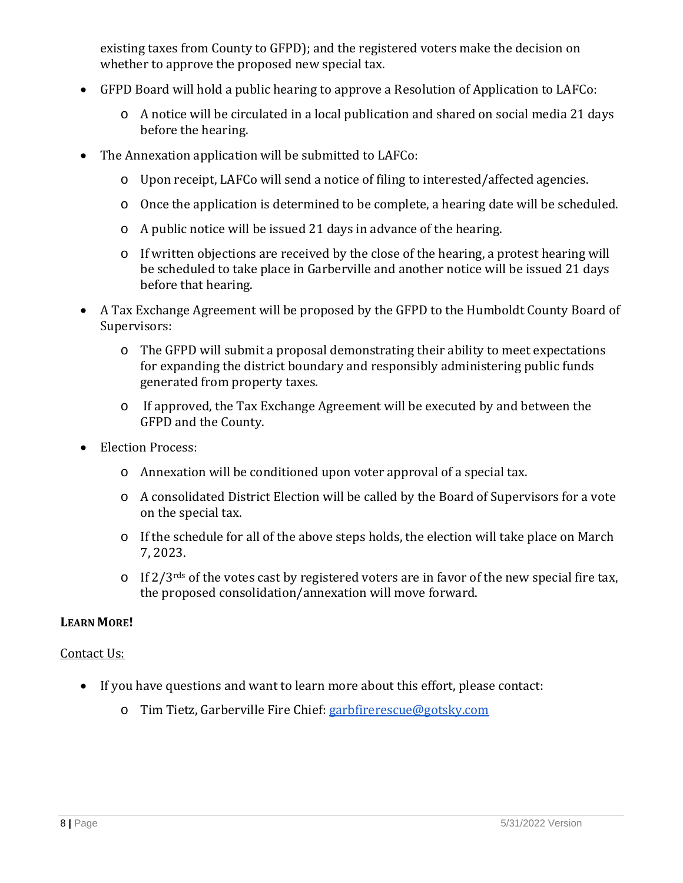existing taxes from County to GFPD); and the registered voters make the decision on whether to approve the proposed new special tax.

- GFPD Board will hold a public hearing to approve a Resolution of Application to LAFCo:
  - A notice will be circulated in a local publication and shared on social media 21 days before the hearing.
- The Annexation application will be submitted to LAFCo:
  - Upon receipt, LAFCo will send a notice of filing to interested/affected agencies.
  - Once the application is determined to be complete, a hearing date will be scheduled.
  - A public notice will be issued 21 days in advance of the hearing.
  - If written objections are received by the close of the hearing, a protest hearing will be scheduled to take place in Garberville and another notice will be issued 21 days before that hearing.
- A Tax Exchange Agreement will be proposed by the GFPD to the Humboldt County Board of Supervisors:
  - The GFPD will submit a proposal demonstrating their ability to meet expectations for expanding the district boundary and responsibly administering public funds generated from property taxes.
  - If approved, the Tax Exchange Agreement will be executed by and between the GFPD and the County.
- Election Process:
  - Annexation will be conditioned upon voter approval of a special tax.
  - A consolidated District Election will be called by the Board of Supervisors for a vote on the special tax.
  - If the schedule for all of the above steps holds, the election will take place on March 7, 2023.
  - If 2/3rds of the votes cast by registered voters are in favor of the new special fire tax, the proposed consolidation/annexation will move forward.

**LEARN MORE!**

Contact Us:

- If you have questions and want to learn more about this effort, please contact:
  - Tim Tietz, Garberville Fire Chief: garbfirerescue@gotsky.com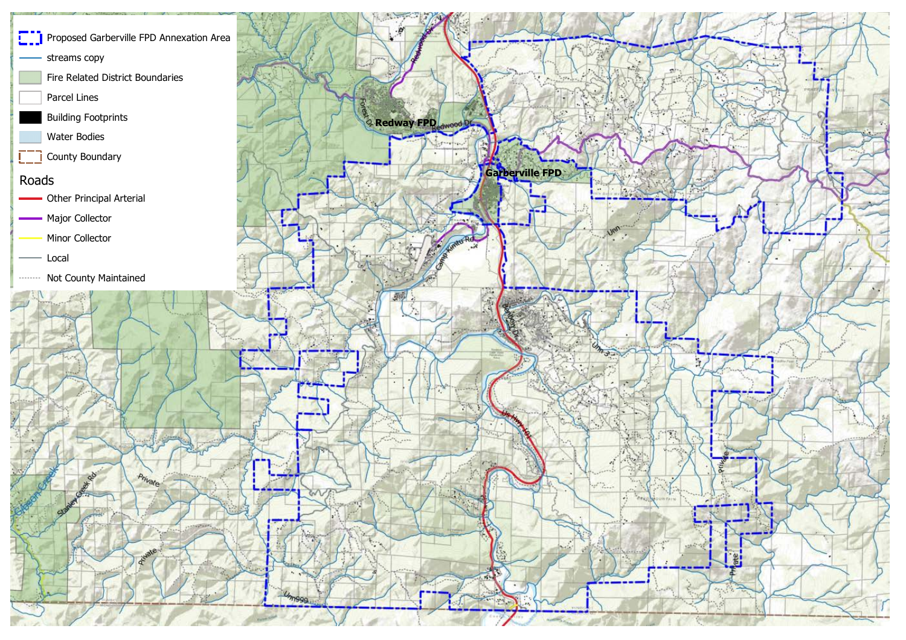Proposed Garberville FPD Annexation Area

streams copy

Fire Related District Boundaries

Parcel Lines

Building Footprints

Water Bodies

County Boundary

Roads

Other Principal Arterial

Major Collector

Minor Collector

Local

Not County Maintained

Redway FPD

Garberville FPD

Redwood Dr

Forest Dr

Camp Kimtu Rd

Redwood Dr

Unn

Unn 3

Redway Dr

US Hwy 101

Private

Stanley Creek Rd

Private

Private

Private

Unn999

Gibson Creek